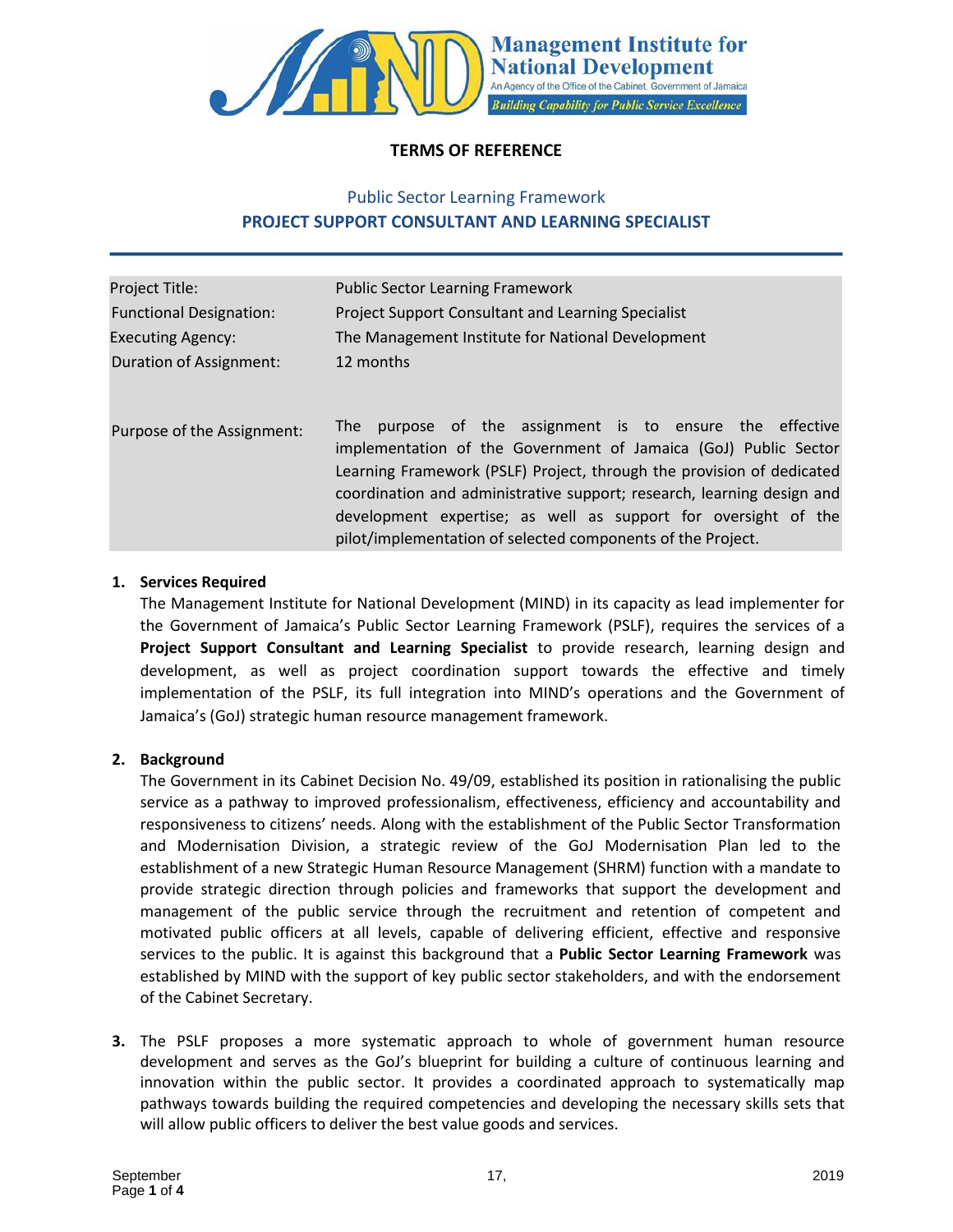**Management Institute for National Development**
An Agency of the Office of the Cabinet, Government of Jamaica
*Building Capability for Public Service Excellence*

# TERMS OF REFERENCE

## Public Sector Learning Framework
## PROJECT SUPPORT CONSULTANT AND LEARNING SPECIALIST

| | |
|---|---|
| Project Title: | Public Sector Learning Framework |
| Functional Designation: | Project Support Consultant and Learning Specialist |
| Executing Agency: | The Management Institute for National Development |
| Duration of Assignment: | 12 months |
| Purpose of the Assignment: | The purpose of the assignment is to ensure the effective implementation of the Government of Jamaica (GoJ) Public Sector Learning Framework (PSLF) Project, through the provision of dedicated coordination and administrative support; research, learning design and development expertise; as well as support for oversight of the pilot/implementation of selected components of the Project. |

1. **Services Required**

   The Management Institute for National Development (MIND) in its capacity as lead implementer for the Government of Jamaica's Public Sector Learning Framework (PSLF), requires the services of a **Project Support Consultant and Learning Specialist** to provide research, learning design and development, as well as project coordination support towards the effective and timely implementation of the PSLF, its full integration into MIND's operations and the Government of Jamaica's (GoJ) strategic human resource management framework.

2. **Background**

   The Government in its Cabinet Decision No. 49/09, established its position in rationalising the public service as a pathway to improved professionalism, effectiveness, efficiency and accountability and responsiveness to citizens' needs. Along with the establishment of the Public Sector Transformation and Modernisation Division, a strategic review of the GoJ Modernisation Plan led to the establishment of a new Strategic Human Resource Management (SHRM) function with a mandate to provide strategic direction through policies and frameworks that support the development and management of the public service through the recruitment and retention of competent and motivated public officers at all levels, capable of delivering efficient, effective and responsive services to the public. It is against this background that a **Public Sector Learning Framework** was established by MIND with the support of key public sector stakeholders, and with the endorsement of the Cabinet Secretary.

3. The PSLF proposes a more systematic approach to whole of government human resource development and serves as the GoJ's blueprint for building a culture of continuous learning and innovation within the public sector. It provides a coordinated approach to systematically map pathways towards building the required competencies and developing the necessary skills sets that will allow public officers to deliver the best value goods and services.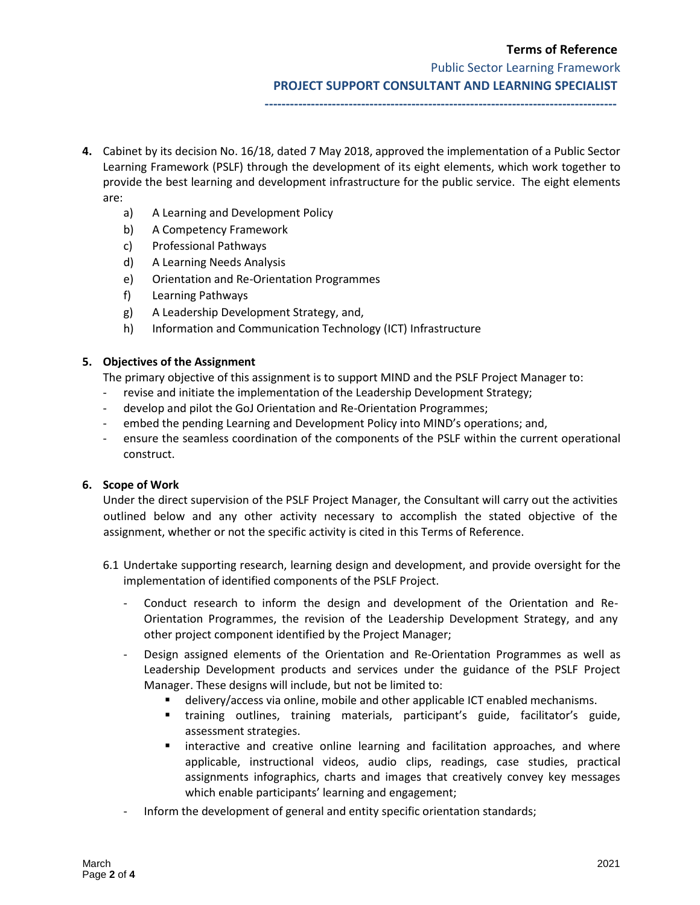4. Cabinet by its decision No. 16/18, dated 7 May 2018, approved the implementation of a Public Sector Learning Framework (PSLF) through the development of its eight elements, which work together to provide the best learning and development infrastructure for the public service. The eight elements are:
   a) A Learning and Development Policy
   b) A Competency Framework
   c) Professional Pathways
   d) A Learning Needs Analysis
   e) Orientation and Re-Orientation Programmes
   f) Learning Pathways
   g) A Leadership Development Strategy, and,
   h) Information and Communication Technology (ICT) Infrastructure

## 5. Objectives of the Assignment

The primary objective of this assignment is to support MIND and the PSLF Project Manager to:

- revise and initiate the implementation of the Leadership Development Strategy;
- develop and pilot the GoJ Orientation and Re-Orientation Programmes;
- embed the pending Learning and Development Policy into MIND's operations; and,
- ensure the seamless coordination of the components of the PSLF within the current operational construct.

## 6. Scope of Work

Under the direct supervision of the PSLF Project Manager, the Consultant will carry out the activities outlined below and any other activity necessary to accomplish the stated objective of the assignment, whether or not the specific activity is cited in this Terms of Reference.

6.1 Undertake supporting research, learning design and development, and provide oversight for the implementation of identified components of the PSLF Project.

- Conduct research to inform the design and development of the Orientation and Re-Orientation Programmes, the revision of the Leadership Development Strategy, and any other project component identified by the Project Manager;
- Design assigned elements of the Orientation and Re-Orientation Programmes as well as Leadership Development products and services under the guidance of the PSLF Project Manager. These designs will include, but not be limited to:
  - delivery/access via online, mobile and other applicable ICT enabled mechanisms.
  - training outlines, training materials, participant's guide, facilitator's guide, assessment strategies.
  - interactive and creative online learning and facilitation approaches, and where applicable, instructional videos, audio clips, readings, case studies, practical assignments infographics, charts and images that creatively convey key messages which enable participants' learning and engagement;
- Inform the development of general and entity specific orientation standards;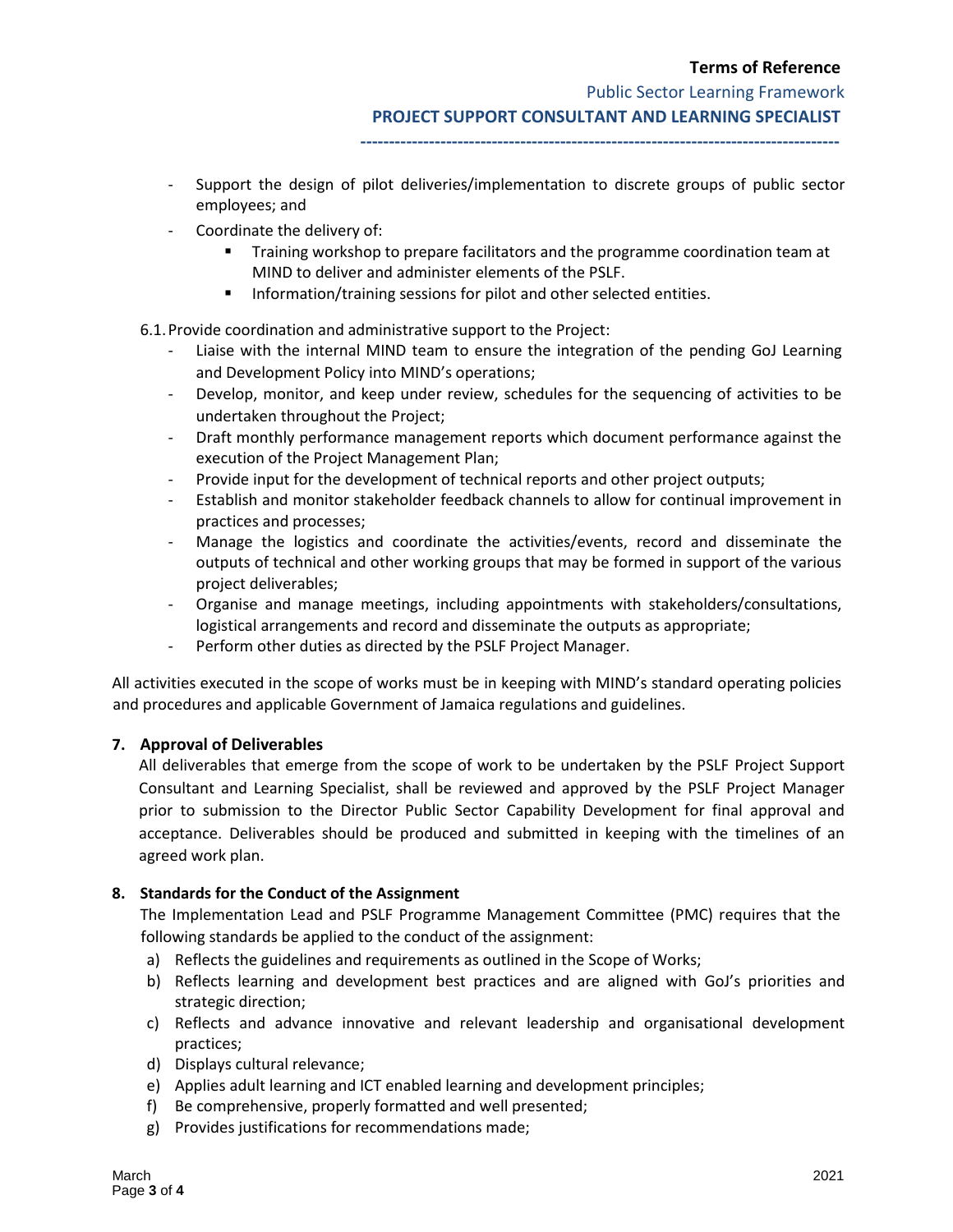- Support the design of pilot deliveries/implementation to discrete groups of public sector employees; and
- Coordinate the delivery of:
  - Training workshop to prepare facilitators and the programme coordination team at MIND to deliver and administer elements of the PSLF.
  - Information/training sessions for pilot and other selected entities.

6.1. Provide coordination and administrative support to the Project:

- Liaise with the internal MIND team to ensure the integration of the pending GoJ Learning and Development Policy into MIND's operations;
- Develop, monitor, and keep under review, schedules for the sequencing of activities to be undertaken throughout the Project;
- Draft monthly performance management reports which document performance against the execution of the Project Management Plan;
- Provide input for the development of technical reports and other project outputs;
- Establish and monitor stakeholder feedback channels to allow for continual improvement in practices and processes;
- Manage the logistics and coordinate the activities/events, record and disseminate the outputs of technical and other working groups that may be formed in support of the various project deliverables;
- Organise and manage meetings, including appointments with stakeholders/consultations, logistical arrangements and record and disseminate the outputs as appropriate;
- Perform other duties as directed by the PSLF Project Manager.

All activities executed in the scope of works must be in keeping with MIND's standard operating policies and procedures and applicable Government of Jamaica regulations and guidelines.

## 7. Approval of Deliverables

All deliverables that emerge from the scope of work to be undertaken by the PSLF Project Support Consultant and Learning Specialist, shall be reviewed and approved by the PSLF Project Manager prior to submission to the Director Public Sector Capability Development for final approval and acceptance. Deliverables should be produced and submitted in keeping with the timelines of an agreed work plan.

## 8. Standards for the Conduct of the Assignment

The Implementation Lead and PSLF Programme Management Committee (PMC) requires that the following standards be applied to the conduct of the assignment:

a) Reflects the guidelines and requirements as outlined in the Scope of Works;
b) Reflects learning and development best practices and are aligned with GoJ's priorities and strategic direction;
c) Reflects and advance innovative and relevant leadership and organisational development practices;
d) Displays cultural relevance;
e) Applies adult learning and ICT enabled learning and development principles;
f) Be comprehensive, properly formatted and well presented;
g) Provides justifications for recommendations made;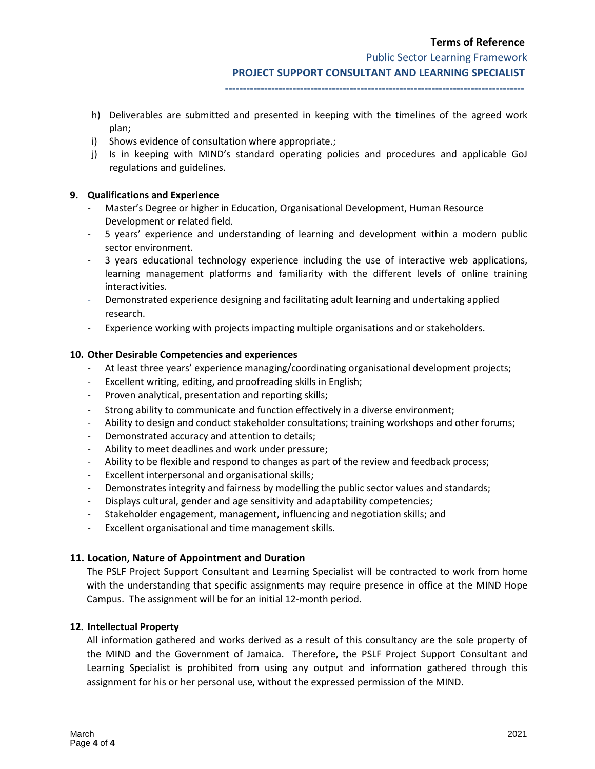h) Deliverables are submitted and presented in keeping with the timelines of the agreed work plan;
i) Shows evidence of consultation where appropriate.;
j) Is in keeping with MIND's standard operating policies and procedures and applicable GoJ regulations and guidelines.

**9. Qualifications and Experience**

- Master's Degree or higher in Education, Organisational Development, Human Resource Development or related field.
- 5 years' experience and understanding of learning and development within a modern public sector environment.
- 3 years educational technology experience including the use of interactive web applications, learning management platforms and familiarity with the different levels of online training interactivities.
- Demonstrated experience designing and facilitating adult learning and undertaking applied research.
- Experience working with projects impacting multiple organisations and or stakeholders.

**10. Other Desirable Competencies and experiences**

- At least three years' experience managing/coordinating organisational development projects;
- Excellent writing, editing, and proofreading skills in English;
- Proven analytical, presentation and reporting skills;
- Strong ability to communicate and function effectively in a diverse environment;
- Ability to design and conduct stakeholder consultations; training workshops and other forums;
- Demonstrated accuracy and attention to details;
- Ability to meet deadlines and work under pressure;
- Ability to be flexible and respond to changes as part of the review and feedback process;
- Excellent interpersonal and organisational skills;
- Demonstrates integrity and fairness by modelling the public sector values and standards;
- Displays cultural, gender and age sensitivity and adaptability competencies;
- Stakeholder engagement, management, influencing and negotiation skills; and
- Excellent organisational and time management skills.

**11. Location, Nature of Appointment and Duration**

The PSLF Project Support Consultant and Learning Specialist will be contracted to work from home with the understanding that specific assignments may require presence in office at the MIND Hope Campus. The assignment will be for an initial 12-month period.

**12. Intellectual Property**

All information gathered and works derived as a result of this consultancy are the sole property of the MIND and the Government of Jamaica. Therefore, the PSLF Project Support Consultant and Learning Specialist is prohibited from using any output and information gathered through this assignment for his or her personal use, without the expressed permission of the MIND.